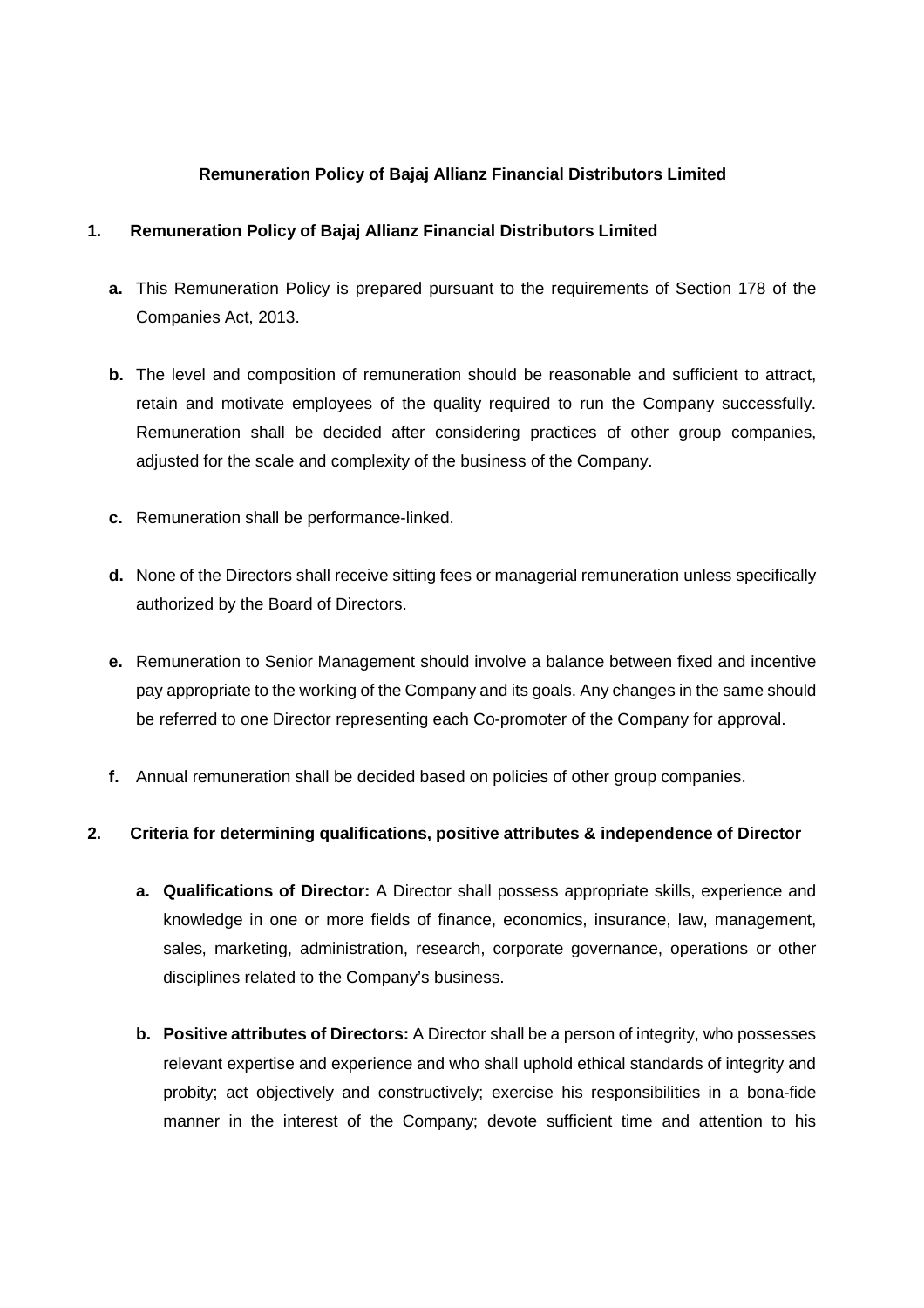# Remuneration Policy of Bajaj Allianz Financial Distributors Limited

## 1. Remuneration Policy of Bajaj Allianz Financial Distributors Limited

**a.** This Remuneration Policy is prepared pursuant to the requirements of Section 178 of the Companies Act, 2013.

**b.** The level and composition of remuneration should be reasonable and sufficient to attract, retain and motivate employees of the quality required to run the Company successfully. Remuneration shall be decided after considering practices of other group companies, adjusted for the scale and complexity of the business of the Company.

**c.** Remuneration shall be performance-linked.

**d.** None of the Directors shall receive sitting fees or managerial remuneration unless specifically authorized by the Board of Directors.

**e.** Remuneration to Senior Management should involve a balance between fixed and incentive pay appropriate to the working of the Company and its goals. Any changes in the same should be referred to one Director representing each Co-promoter of the Company for approval.

**f.** Annual remuneration shall be decided based on policies of other group companies.

## 2. Criteria for determining qualifications, positive attributes & independence of Director

**a. Qualifications of Director:** A Director shall possess appropriate skills, experience and knowledge in one or more fields of finance, economics, insurance, law, management, sales, marketing, administration, research, corporate governance, operations or other disciplines related to the Company's business.

**b. Positive attributes of Directors:** A Director shall be a person of integrity, who possesses relevant expertise and experience and who shall uphold ethical standards of integrity and probity; act objectively and constructively; exercise his responsibilities in a bona-fide manner in the interest of the Company; devote sufficient time and attention to his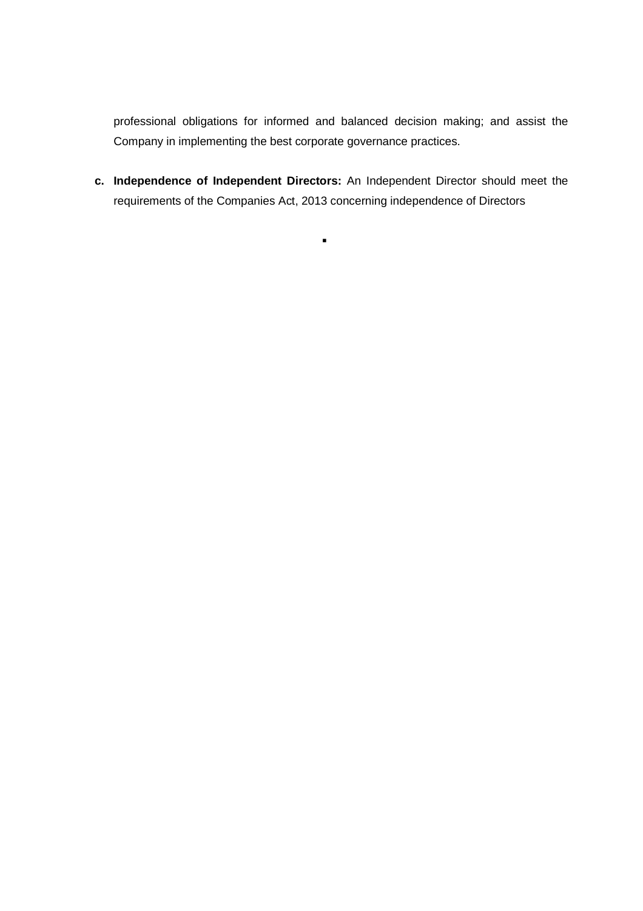professional obligations for informed and balanced decision making; and assist the Company in implementing the best corporate governance practices.

c. **Independence of Independent Directors:** An Independent Director should meet the requirements of the Companies Act, 2013 concerning independence of Directors

▪